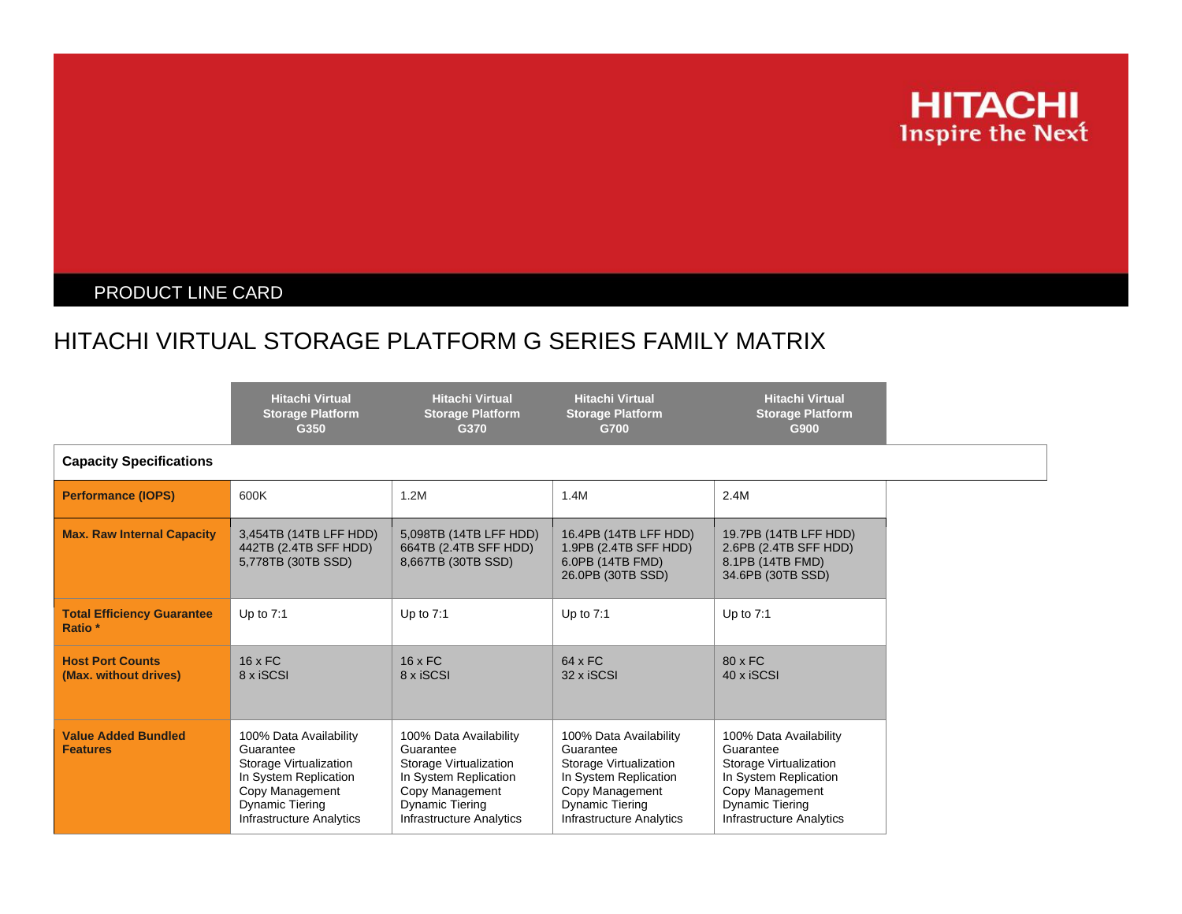HITACHI
Inspire the Next

PRODUCT LINE CARD

# HITACHI VIRTUAL STORAGE PLATFORM G SERIES FAMILY MATRIX

| | Hitachi Virtual Storage Platform G350 | Hitachi Virtual Storage Platform G370 | Hitachi Virtual Storage Platform G700 | Hitachi Virtual Storage Platform G900 |
|---|---|---|---|---|
| **Capacity Specifications** | | | | |
| **Performance (IOPS)** | 600K | 1.2M | 1.4M | 2.4M |
| **Max. Raw Internal Capacity** | 3,454TB (14TB LFF HDD)<br>442TB (2.4TB SFF HDD)<br>5,778TB (30TB SSD) | 5,098TB (14TB LFF HDD)<br>664TB (2.4TB SFF HDD)<br>8,667TB (30TB SSD) | 16.4PB (14TB LFF HDD)<br>1.9PB (2.4TB SFF HDD)<br>6.0PB (14TB FMD)<br>26.0PB (30TB SSD) | 19.7PB (14TB LFF HDD)<br>2.6PB (2.4TB SFF HDD)<br>8.1PB (14TB FMD)<br>34.6PB (30TB SSD) |
| **Total Efficiency Guarantee Ratio *** | Up to 7:1 | Up to 7:1 | Up to 7:1 | Up to 7:1 |
| **Host Port Counts (Max. without drives)** | 16 x FC<br>8 x iSCSI | 16 x FC<br>8 x iSCSI | 64 x FC<br>32 x iSCSI | 80 x FC<br>40 x iSCSI |
| **Value Added Bundled Features** | 100% Data Availability Guarantee<br>Storage Virtualization<br>In System Replication<br>Copy Management<br>Dynamic Tiering<br>Infrastructure Analytics | 100% Data Availability Guarantee<br>Storage Virtualization<br>In System Replication<br>Copy Management<br>Dynamic Tiering<br>Infrastructure Analytics | 100% Data Availability Guarantee<br>Storage Virtualization<br>In System Replication<br>Copy Management<br>Dynamic Tiering<br>Infrastructure Analytics | 100% Data Availability Guarantee<br>Storage Virtualization<br>In System Replication<br>Copy Management<br>Dynamic Tiering<br>Infrastructure Analytics |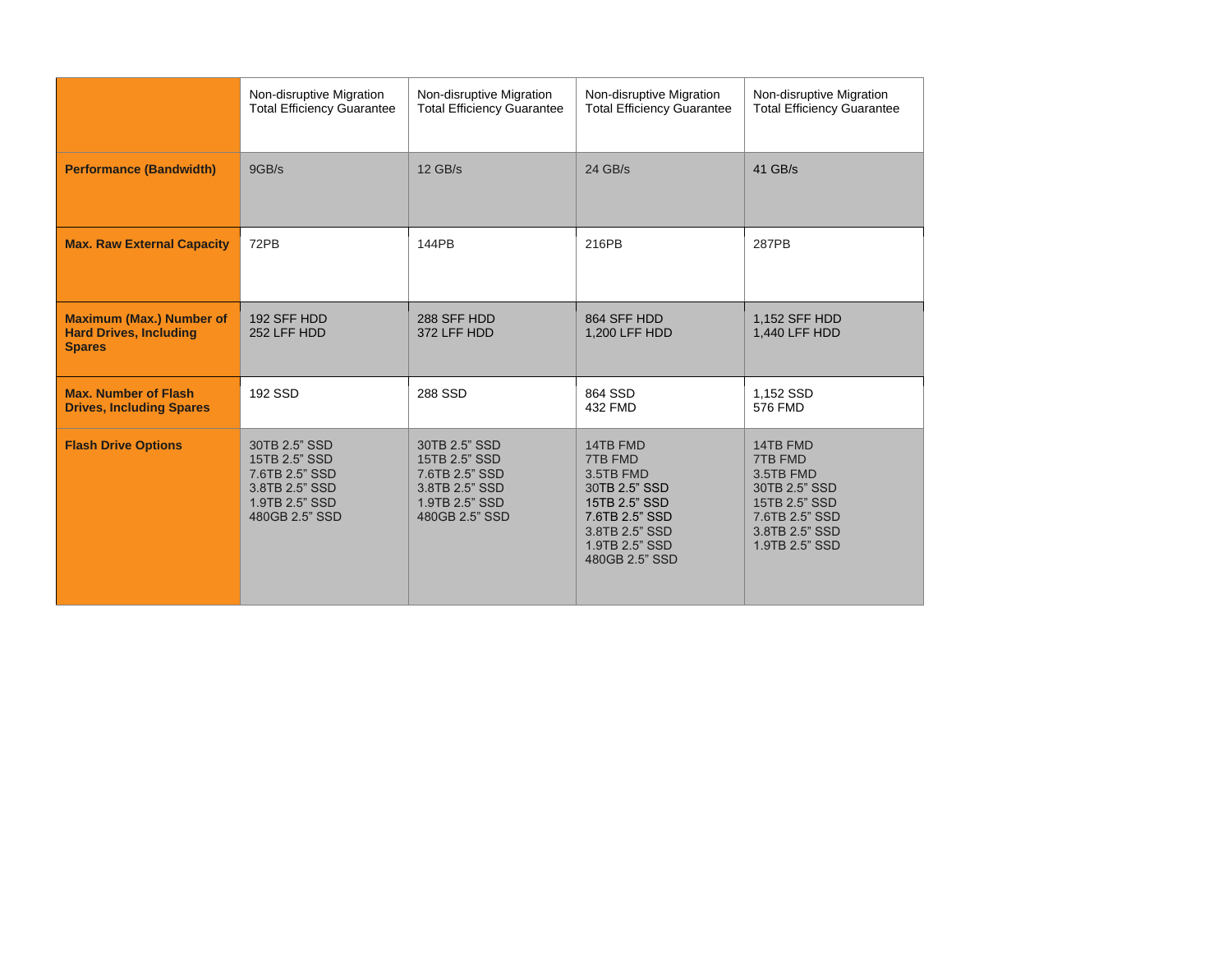| | Non-disruptive Migration Total Efficiency Guarantee | Non-disruptive Migration Total Efficiency Guarantee | Non-disruptive Migration Total Efficiency Guarantee | Non-disruptive Migration Total Efficiency Guarantee |
|---|---|---|---|---|
| **Performance (Bandwidth)** | 9GB/s | 12 GB/s | 24 GB/s | 41 GB/s |
| **Max. Raw External Capacity** | 72PB | 144PB | 216PB | 287PB |
| **Maximum (Max.) Number of Hard Drives, Including Spares** | 192 SFF HDD<br>252 LFF HDD | 288 SFF HDD<br>372 LFF HDD | 864 SFF HDD<br>1,200 LFF HDD | 1,152 SFF HDD<br>1,440 LFF HDD |
| **Max. Number of Flash Drives, Including Spares** | 192 SSD | 288 SSD | 864 SSD<br>432 FMD | 1,152 SSD<br>576 FMD |
| **Flash Drive Options** | 30TB 2.5" SSD<br>15TB 2.5" SSD<br>7.6TB 2.5" SSD<br>3.8TB 2.5" SSD<br>1.9TB 2.5" SSD<br>480GB 2.5" SSD | 30TB 2.5" SSD<br>15TB 2.5" SSD<br>7.6TB 2.5" SSD<br>3.8TB 2.5" SSD<br>1.9TB 2.5" SSD<br>480GB 2.5" SSD | 14TB FMD<br>7TB FMD<br>3.5TB FMD<br>30TB 2.5" SSD<br>15TB 2.5" SSD<br>7.6TB 2.5" SSD<br>3.8TB 2.5" SSD<br>1.9TB 2.5" SSD<br>480GB 2.5" SSD | 14TB FMD<br>7TB FMD<br>3.5TB FMD<br>30TB 2.5" SSD<br>15TB 2.5" SSD<br>7.6TB 2.5" SSD<br>3.8TB 2.5" SSD<br>1.9TB 2.5" SSD |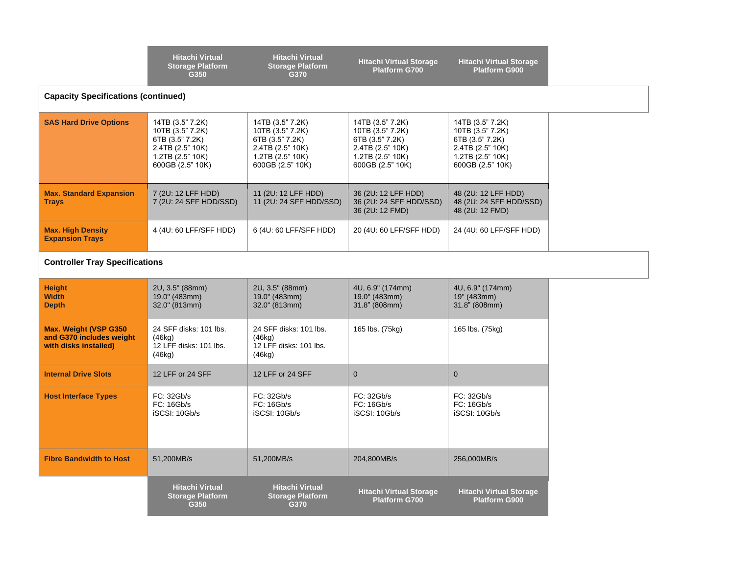| | Hitachi Virtual Storage Platform G350 | Hitachi Virtual Storage Platform G370 | Hitachi Virtual Storage Platform G700 | Hitachi Virtual Storage Platform G900 |
|---|---|---|---|---|
| **Capacity Specifications (continued)** | | | | |
| **SAS Hard Drive Options** | 14TB (3.5” 7.2K)<br>10TB (3.5” 7.2K)<br>6TB (3.5” 7.2K)<br>2.4TB (2.5” 10K)<br>1.2TB (2.5” 10K)<br>600GB (2.5” 10K) | 14TB (3.5” 7.2K)<br>10TB (3.5” 7.2K)<br>6TB (3.5” 7.2K)<br>2.4TB (2.5” 10K)<br>1.2TB (2.5” 10K)<br>600GB (2.5” 10K) | 14TB (3.5” 7.2K)<br>10TB (3.5” 7.2K)<br>6TB (3.5” 7.2K)<br>2.4TB (2.5” 10K)<br>1.2TB (2.5” 10K)<br>600GB (2.5” 10K) | 14TB (3.5” 7.2K)<br>10TB (3.5” 7.2K)<br>6TB (3.5” 7.2K)<br>2.4TB (2.5” 10K)<br>1.2TB (2.5” 10K)<br>600GB (2.5” 10K) |
| **Max. Standard Expansion Trays** | 7 (2U: 12 LFF HDD)<br>7 (2U: 24 SFF HDD/SSD) | 11 (2U: 12 LFF HDD)<br>11 (2U: 24 SFF HDD/SSD) | 36 (2U: 12 LFF HDD)<br>36 (2U: 24 SFF HDD/SSD)<br>36 (2U: 12 FMD) | 48 (2U: 12 LFF HDD)<br>48 (2U: 24 SFF HDD/SSD)<br>48 (2U: 12 FMD) |
| **Max. High Density Expansion Trays** | 4 (4U: 60 LFF/SFF HDD) | 6 (4U: 60 LFF/SFF HDD) | 20 (4U: 60 LFF/SFF HDD) | 24 (4U: 60 LFF/SFF HDD) |
| **Controller Tray Specifications** | | | | |
| **Height<br>Width<br>Depth** | 2U, 3.5" (88mm)<br>19.0" (483mm)<br>32.0" (813mm) | 2U, 3.5" (88mm)<br>19.0" (483mm)<br>32.0" (813mm) | 4U, 6.9" (174mm)<br>19.0" (483mm)<br>31.8” (808mm) | 4U, 6.9" (174mm)<br>19" (483mm)<br>31.8” (808mm) |
| **Max. Weight (VSP G350 and G370 includes weight with disks installed)** | 24 SFF disks: 101 lbs. (46kg)<br>12 LFF disks: 101 lbs. (46kg) | 24 SFF disks: 101 lbs. (46kg)<br>12 LFF disks: 101 lbs. (46kg) | 165 lbs. (75kg) | 165 lbs. (75kg) |
| **Internal Drive Slots** | 12 LFF or 24 SFF | 12 LFF or 24 SFF | 0 | 0 |
| **Host Interface Types** | FC: 32Gb/s<br>FC: 16Gb/s<br>iSCSI: 10Gb/s | FC: 32Gb/s<br>FC: 16Gb/s<br>iSCSI: 10Gb/s | FC: 32Gb/s<br>FC: 16Gb/s<br>iSCSI: 10Gb/s | FC: 32Gb/s<br>FC: 16Gb/s<br>iSCSI: 10Gb/s |
| **Fibre Bandwidth to Host** | 51,200MB/s | 51,200MB/s | 204,800MB/s | 256,000MB/s |
| | Hitachi Virtual Storage Platform G350 | Hitachi Virtual Storage Platform G370 | Hitachi Virtual Storage Platform G700 | Hitachi Virtual Storage Platform G900 |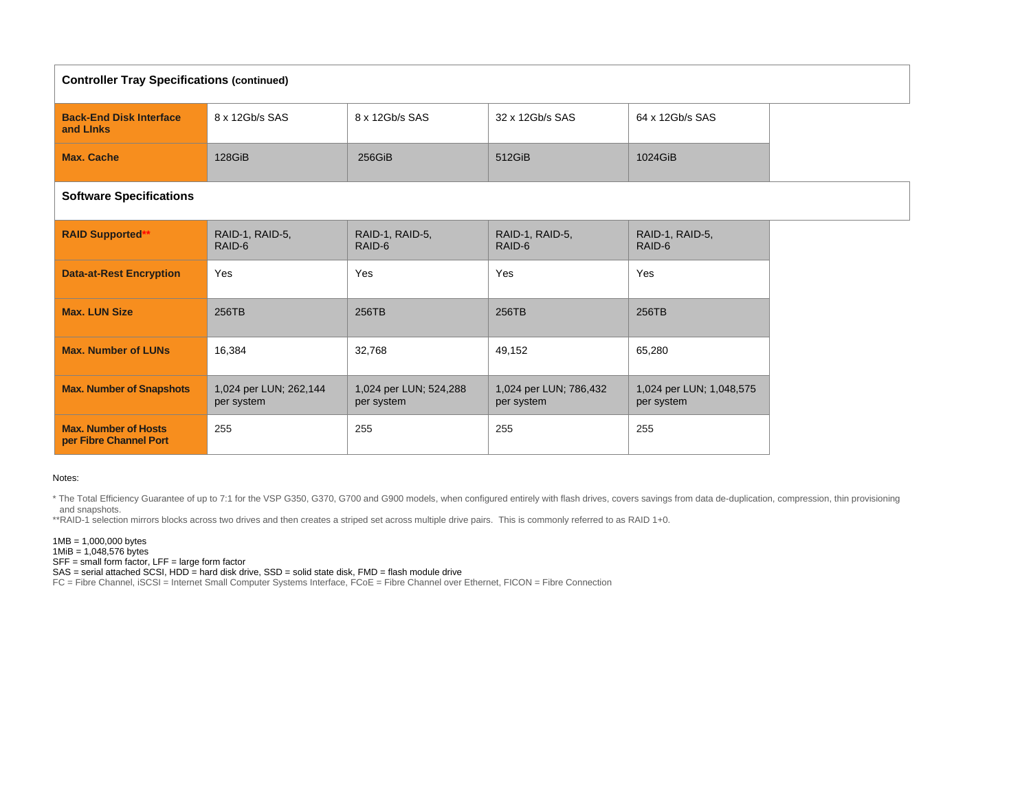| **Controller Tray Specifications (continued)** | | | | |
|---|---|---|---|---|
| **Back-End Disk Interface and LInks** | 8 x 12Gb/s SAS | 8 x 12Gb/s SAS | 32 x 12Gb/s SAS | 64 x 12Gb/s SAS |
| **Max. Cache** | 128GiB | 256GiB | 512GiB | 1024GiB |

| **Software Specifications** | | | | |
|---|---|---|---|---|
| **RAID Supported**** | RAID-1, RAID-5, RAID-6 | RAID-1, RAID-5, RAID-6 | RAID-1, RAID-5, RAID-6 | RAID-1, RAID-5, RAID-6 |
| **Data-at-Rest Encryption** | Yes | Yes | Yes | Yes |
| **Max. LUN Size** | 256TB | 256TB | 256TB | 256TB |
| **Max. Number of LUNs** | 16,384 | 32,768 | 49,152 | 65,280 |
| **Max. Number of Snapshots** | 1,024 per LUN; 262,144 per system | 1,024 per LUN; 524,288 per system | 1,024 per LUN; 786,432 per system | 1,024 per LUN; 1,048,575 per system |
| **Max. Number of Hosts per Fibre Channel Port** | 255 | 255 | 255 | 255 |

Notes:

* The Total Efficiency Guarantee of up to 7:1 for the VSP G350, G370, G700 and G900 models, when configured entirely with flash drives, covers savings from data de-duplication, compression, thin provisioning and snapshots.
**RAID-1 selection mirrors blocks across two drives and then creates a striped set across multiple drive pairs. This is commonly referred to as RAID 1+0.

1MB = 1,000,000 bytes
1MiB = 1,048,576 bytes
SFF = small form factor, LFF = large form factor
SAS = serial attached SCSI, HDD = hard disk drive, SSD = solid state disk, FMD = flash module drive
FC = Fibre Channel, iSCSI = Internet Small Computer Systems Interface, FCoE = Fibre Channel over Ethernet, FICON = Fibre Connection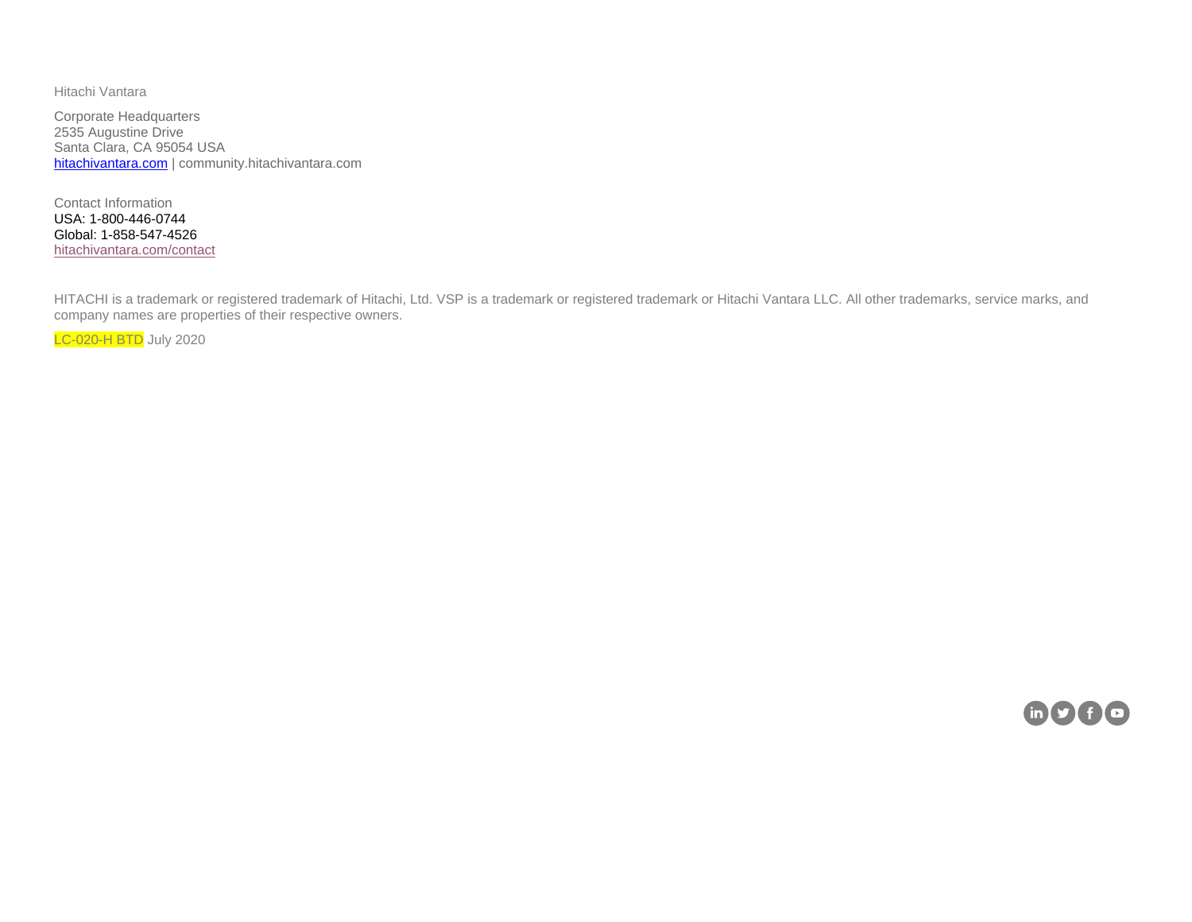Hitachi Vantara

Corporate Headquarters
2535 Augustine Drive
Santa Clara, CA 95054 USA
hitachivantara.com | community.hitachivantara.com

Contact Information
USA: 1-800-446-0744
Global: 1-858-547-4526
hitachivantara.com/contact

HITACHI is a trademark or registered trademark of Hitachi, Ltd. VSP is a trademark or registered trademark or Hitachi Vantara LLC. All other trademarks, service marks, and company names are properties of their respective owners.

LC-020-H BTD July 2020